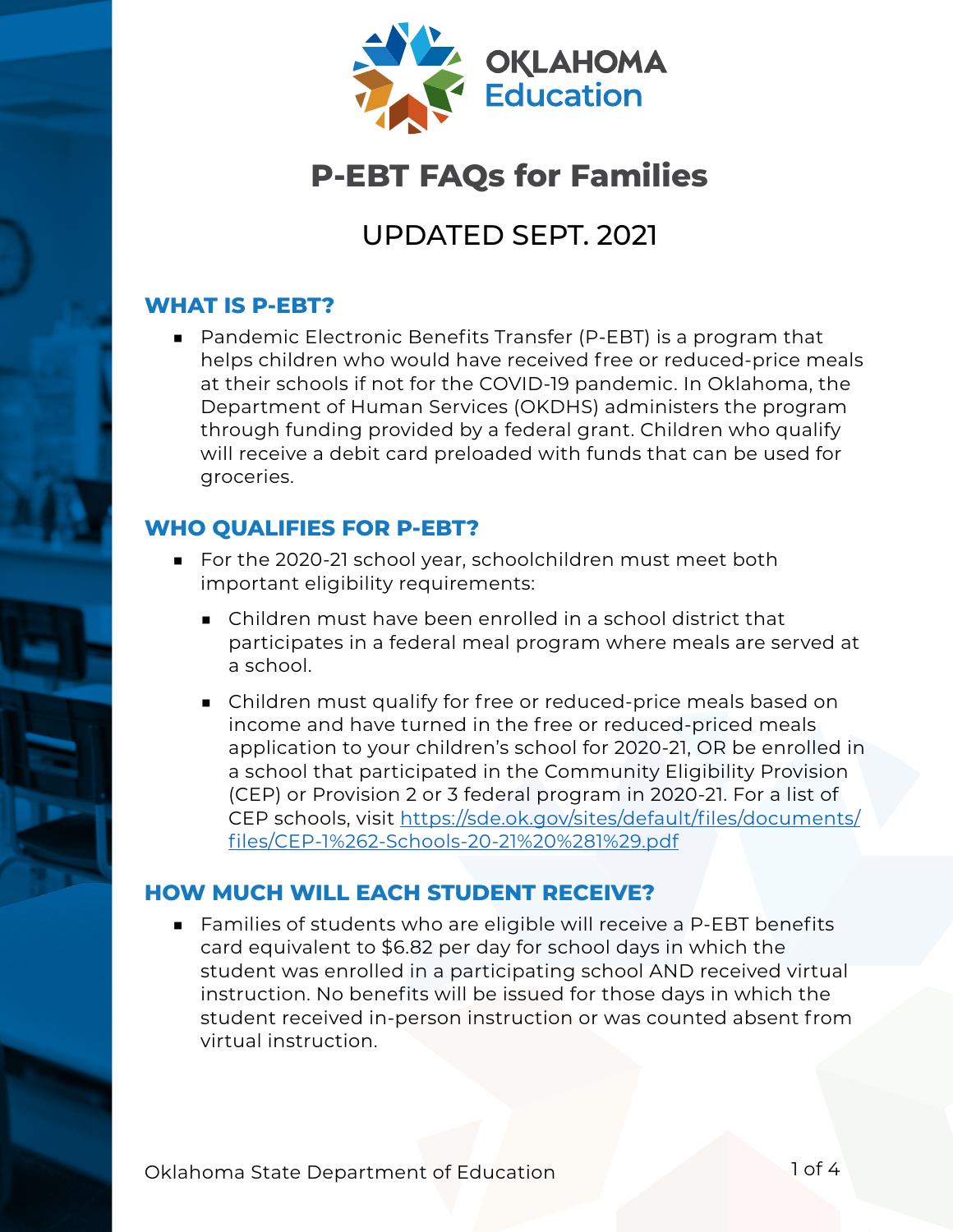# P-EBT FAQs for Families

## UPDATED SEPT. 2021

### WHAT IS P-EBT?

- Pandemic Electronic Benefits Transfer (P-EBT) is a program that helps children who would have received free or reduced-price meals at their schools if not for the COVID-19 pandemic. In Oklahoma, the Department of Human Services (OKDHS) administers the program through funding provided by a federal grant. Children who qualify will receive a debit card preloaded with funds that can be used for groceries.

### WHO QUALIFIES FOR P-EBT?

- For the 2020-21 school year, schoolchildren must meet both important eligibility requirements:
  - Children must have been enrolled in a school district that participates in a federal meal program where meals are served at a school.
  - Children must qualify for free or reduced-price meals based on income and have turned in the free or reduced-priced meals application to your children's school for 2020-21, OR be enrolled in a school that participated in the Community Eligibility Provision (CEP) or Provision 2 or 3 federal program in 2020-21. For a list of CEP schools, visit https://sde.ok.gov/sites/default/files/documents/files/CEP-1%262-Schools-20-21%20%281%29.pdf

### HOW MUCH WILL EACH STUDENT RECEIVE?

- Families of students who are eligible will receive a P-EBT benefits card equivalent to $6.82 per day for school days in which the student was enrolled in a participating school AND received virtual instruction. No benefits will be issued for those days in which the student received in-person instruction or was counted absent from virtual instruction.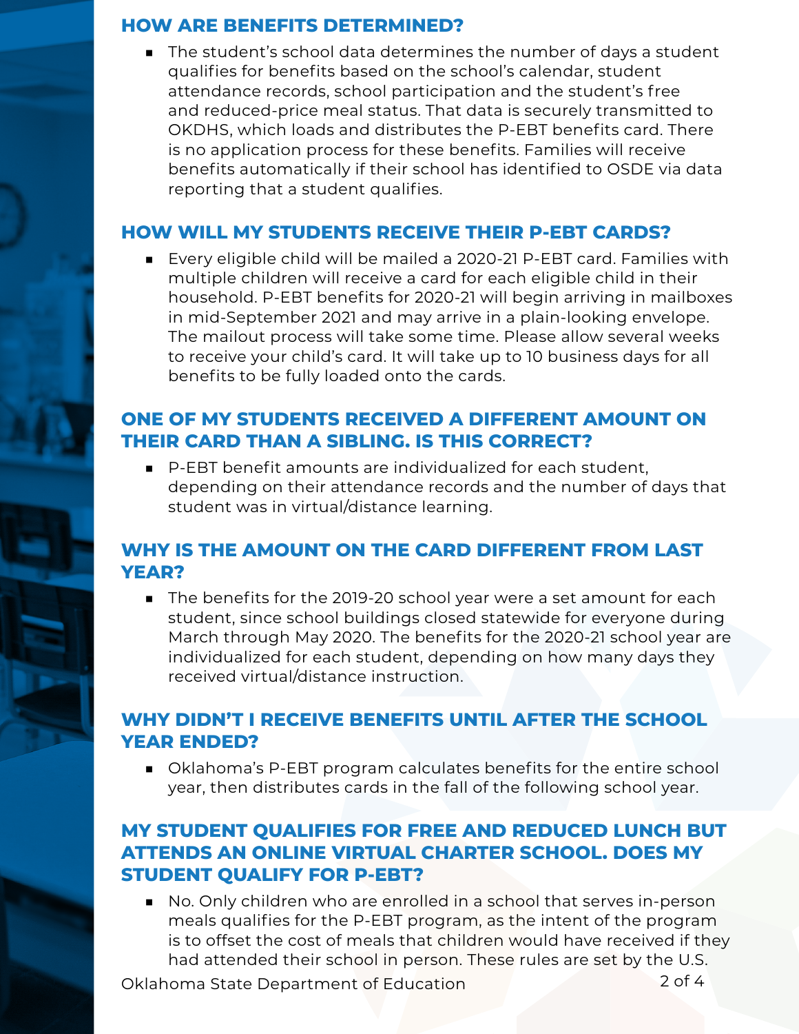### HOW ARE BENEFITS DETERMINED?

- The student's school data determines the number of days a student qualifies for benefits based on the school's calendar, student attendance records, school participation and the student's free and reduced-price meal status. That data is securely transmitted to OKDHS, which loads and distributes the P-EBT benefits card. There is no application process for these benefits. Families will receive benefits automatically if their school has identified to OSDE via data reporting that a student qualifies.

### HOW WILL MY STUDENTS RECEIVE THEIR P-EBT CARDS?

- Every eligible child will be mailed a 2020-21 P-EBT card. Families with multiple children will receive a card for each eligible child in their household. P-EBT benefits for 2020-21 will begin arriving in mailboxes in mid-September 2021 and may arrive in a plain-looking envelope. The mailout process will take some time. Please allow several weeks to receive your child's card. It will take up to 10 business days for all benefits to be fully loaded onto the cards.

### ONE OF MY STUDENTS RECEIVED A DIFFERENT AMOUNT ON THEIR CARD THAN A SIBLING. IS THIS CORRECT?

- P-EBT benefit amounts are individualized for each student, depending on their attendance records and the number of days that student was in virtual/distance learning.

### WHY IS THE AMOUNT ON THE CARD DIFFERENT FROM LAST YEAR?

- The benefits for the 2019-20 school year were a set amount for each student, since school buildings closed statewide for everyone during March through May 2020. The benefits for the 2020-21 school year are individualized for each student, depending on how many days they received virtual/distance instruction.

### WHY DIDN'T I RECEIVE BENEFITS UNTIL AFTER THE SCHOOL YEAR ENDED?

- Oklahoma's P-EBT program calculates benefits for the entire school year, then distributes cards in the fall of the following school year.

### MY STUDENT QUALIFIES FOR FREE AND REDUCED LUNCH BUT ATTENDS AN ONLINE VIRTUAL CHARTER SCHOOL. DOES MY STUDENT QUALIFY FOR P-EBT?

- No. Only children who are enrolled in a school that serves in-person meals qualifies for the P-EBT program, as the intent of the program is to offset the cost of meals that children would have received if they had attended their school in person. These rules are set by the U.S.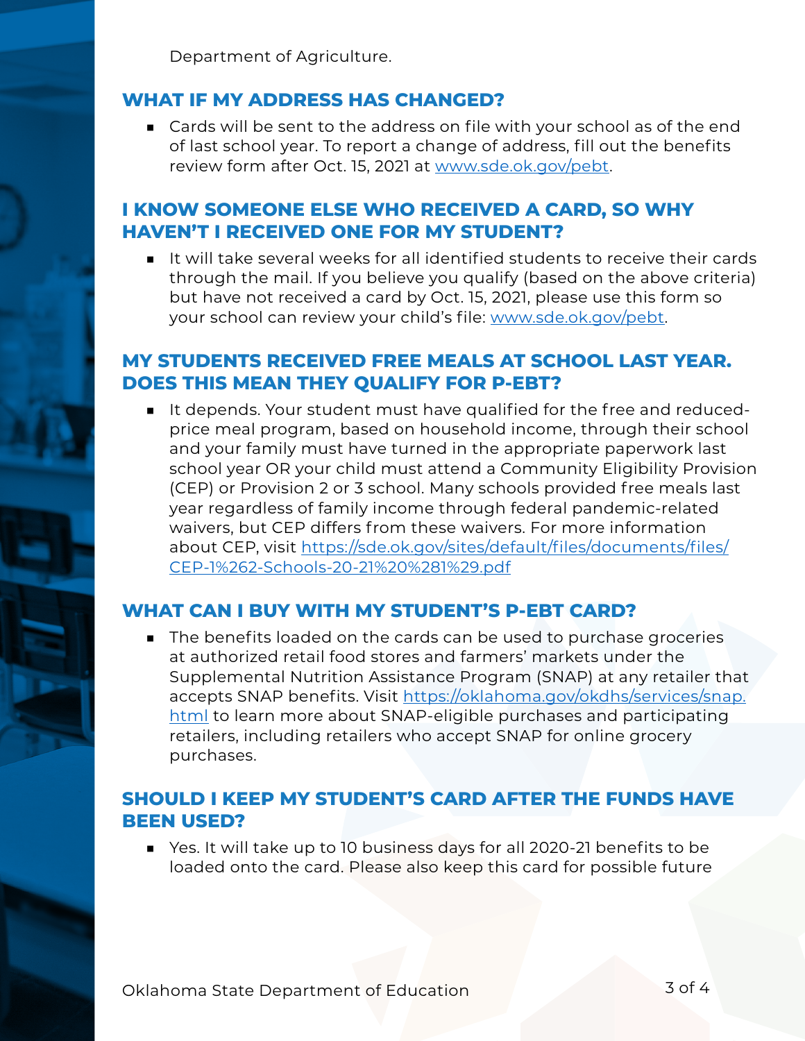Department of Agriculture.

## WHAT IF MY ADDRESS HAS CHANGED?

- Cards will be sent to the address on file with your school as of the end of last school year. To report a change of address, fill out the benefits review form after Oct. 15, 2021 at [www.sde.ok.gov/pebt](www.sde.ok.gov/pebt).

## I KNOW SOMEONE ELSE WHO RECEIVED A CARD, SO WHY HAVEN'T I RECEIVED ONE FOR MY STUDENT?

- It will take several weeks for all identified students to receive their cards through the mail. If you believe you qualify (based on the above criteria) but have not received a card by Oct. 15, 2021, please use this form so your school can review your child's file: [www.sde.ok.gov/pebt](www.sde.ok.gov/pebt).

## MY STUDENTS RECEIVED FREE MEALS AT SCHOOL LAST YEAR. DOES THIS MEAN THEY QUALIFY FOR P-EBT?

- It depends. Your student must have qualified for the free and reduced-price meal program, based on household income, through their school and your family must have turned in the appropriate paperwork last school year OR your child must attend a Community Eligibility Provision (CEP) or Provision 2 or 3 school. Many schools provided free meals last year regardless of family income through federal pandemic-related waivers, but CEP differs from these waivers. For more information about CEP, visit [https://sde.ok.gov/sites/default/files/documents/files/CEP-1%262-Schools-20-21%20%281%29.pdf](https://sde.ok.gov/sites/default/files/documents/files/CEP-1%262-Schools-20-21%20%281%29.pdf)

## WHAT CAN I BUY WITH MY STUDENT'S P-EBT CARD?

- The benefits loaded on the cards can be used to purchase groceries at authorized retail food stores and farmers' markets under the Supplemental Nutrition Assistance Program (SNAP) at any retailer that accepts SNAP benefits. Visit [https://oklahoma.gov/okdhs/services/snap.html](https://oklahoma.gov/okdhs/services/snap.html) to learn more about SNAP-eligible purchases and participating retailers, including retailers who accept SNAP for online grocery purchases.

## SHOULD I KEEP MY STUDENT'S CARD AFTER THE FUNDS HAVE BEEN USED?

- Yes. It will take up to 10 business days for all 2020-21 benefits to be loaded onto the card. Please also keep this card for possible future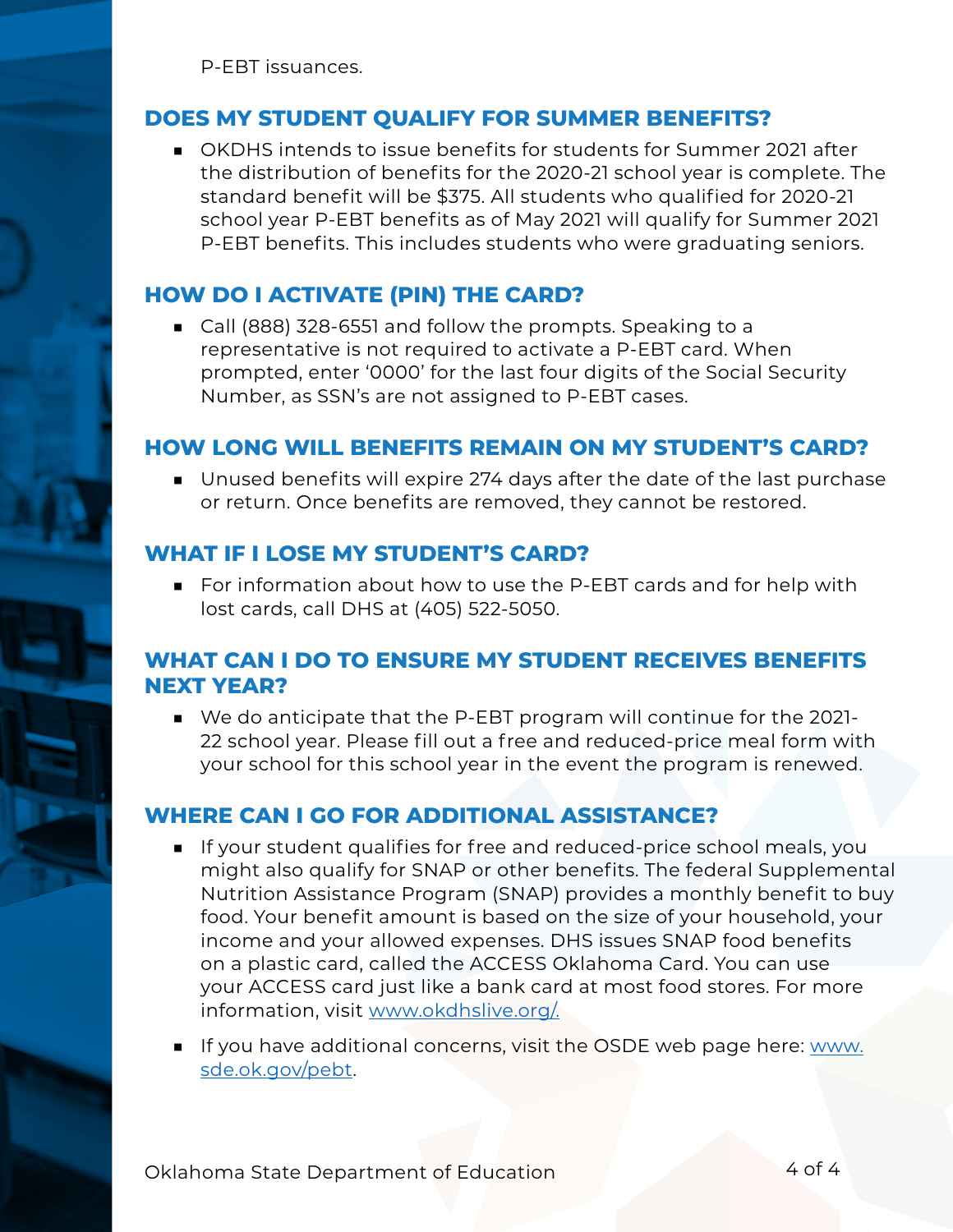P-EBT issuances.

## DOES MY STUDENT QUALIFY FOR SUMMER BENEFITS?

- OKDHS intends to issue benefits for students for Summer 2021 after the distribution of benefits for the 2020-21 school year is complete. The standard benefit will be $375. All students who qualified for 2020-21 school year P-EBT benefits as of May 2021 will qualify for Summer 2021 P-EBT benefits. This includes students who were graduating seniors.

## HOW DO I ACTIVATE (PIN) THE CARD?

- Call (888) 328-6551 and follow the prompts. Speaking to a representative is not required to activate a P-EBT card. When prompted, enter '0000' for the last four digits of the Social Security Number, as SSN's are not assigned to P-EBT cases.

## HOW LONG WILL BENEFITS REMAIN ON MY STUDENT'S CARD?

- Unused benefits will expire 274 days after the date of the last purchase or return. Once benefits are removed, they cannot be restored.

## WHAT IF I LOSE MY STUDENT'S CARD?

- For information about how to use the P-EBT cards and for help with lost cards, call DHS at (405) 522-5050.

## WHAT CAN I DO TO ENSURE MY STUDENT RECEIVES BENEFITS NEXT YEAR?

- We do anticipate that the P-EBT program will continue for the 2021-22 school year. Please fill out a free and reduced-price meal form with your school for this school year in the event the program is renewed.

## WHERE CAN I GO FOR ADDITIONAL ASSISTANCE?

- If your student qualifies for free and reduced-price school meals, you might also qualify for SNAP or other benefits. The federal Supplemental Nutrition Assistance Program (SNAP) provides a monthly benefit to buy food. Your benefit amount is based on the size of your household, your income and your allowed expenses. DHS issues SNAP food benefits on a plastic card, called the ACCESS Oklahoma Card. You can use your ACCESS card just like a bank card at most food stores. For more information, visit [www.okdhslive.org/.](www.okdhslive.org/)
- If you have additional concerns, visit the OSDE web page here: [www.sde.ok.gov/pebt](www.sde.ok.gov/pebt).